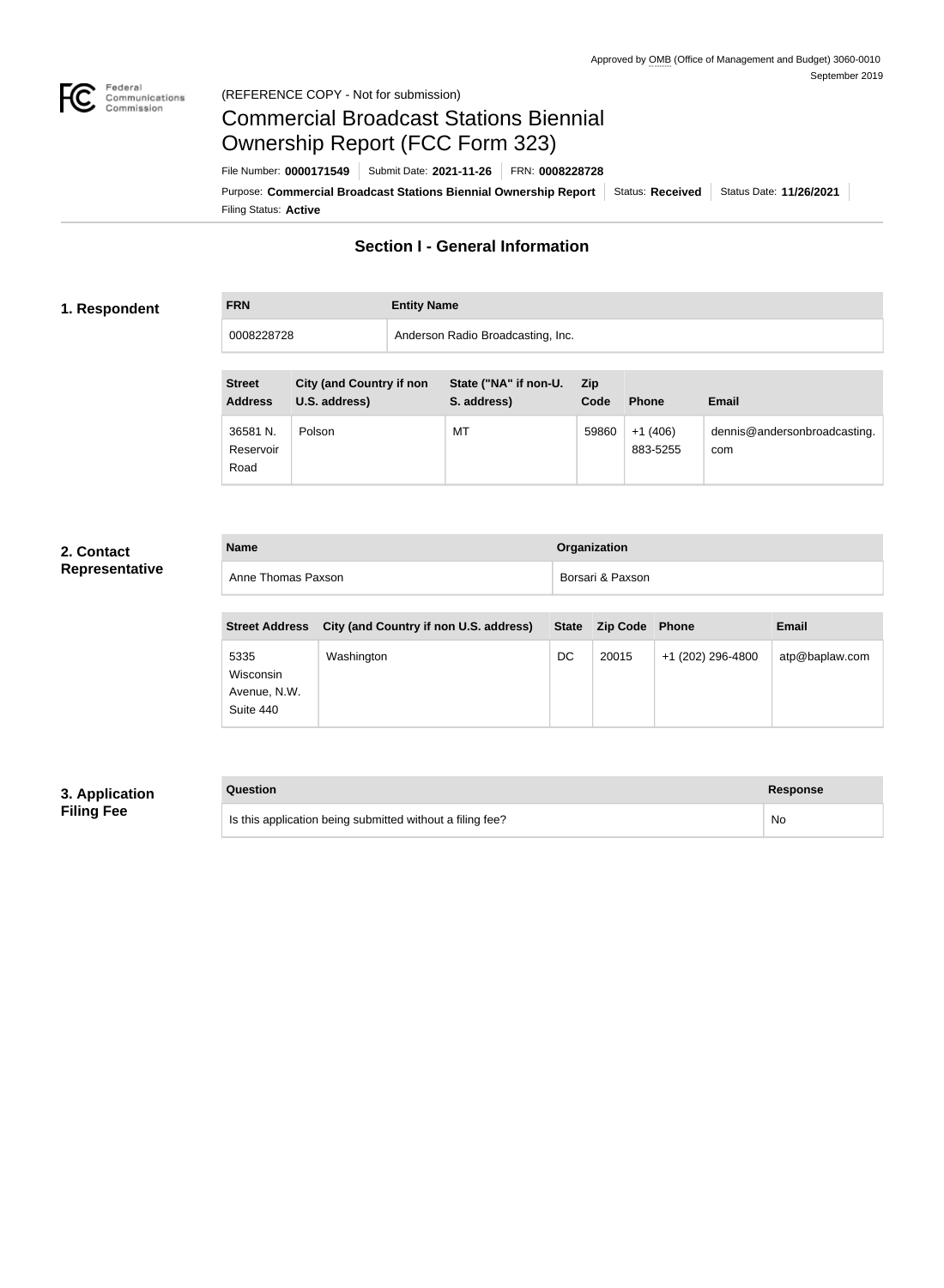Approved by OMB (Office of Management and Budget) 3060-0010
September 2019

(REFERENCE COPY - Not for submission)

# Commercial Broadcast Stations Biennial Ownership Report (FCC Form 323)

File Number: **0000171549** | Submit Date: **2021-11-26** | FRN: **0008228728**

Purpose: **Commercial Broadcast Stations Biennial Ownership Report** | Status: **Received** | Status Date: **11/26/2021**

Filing Status: **Active**

## Section I - General Information

### 1. Respondent

| FRN | Entity Name |
|---|---|
| 0008228728 | Anderson Radio Broadcasting, Inc. |

| Street Address | City (and Country if non U.S. address) | State ("NA" if non-U. S. address) | Zip Code | Phone | Email |
|---|---|---|---|---|---|
| 36581 N. Reservoir Road | Polson | MT | 59860 | +1 (406) 883-5255 | dennis@andersonbroadcasting.com |

### 2. Contact Representative

| Name | Organization |
|---|---|
| Anne Thomas Paxson | Borsari & Paxson |

| Street Address | City (and Country if non U.S. address) | State | Zip Code | Phone | Email |
|---|---|---|---|---|---|
| 5335 Wisconsin Avenue, N.W. Suite 440 | Washington | DC | 20015 | +1 (202) 296-4800 | atp@baplaw.com |

### 3. Application Filing Fee

| Question | Response |
|---|---|
| Is this application being submitted without a filing fee? | No |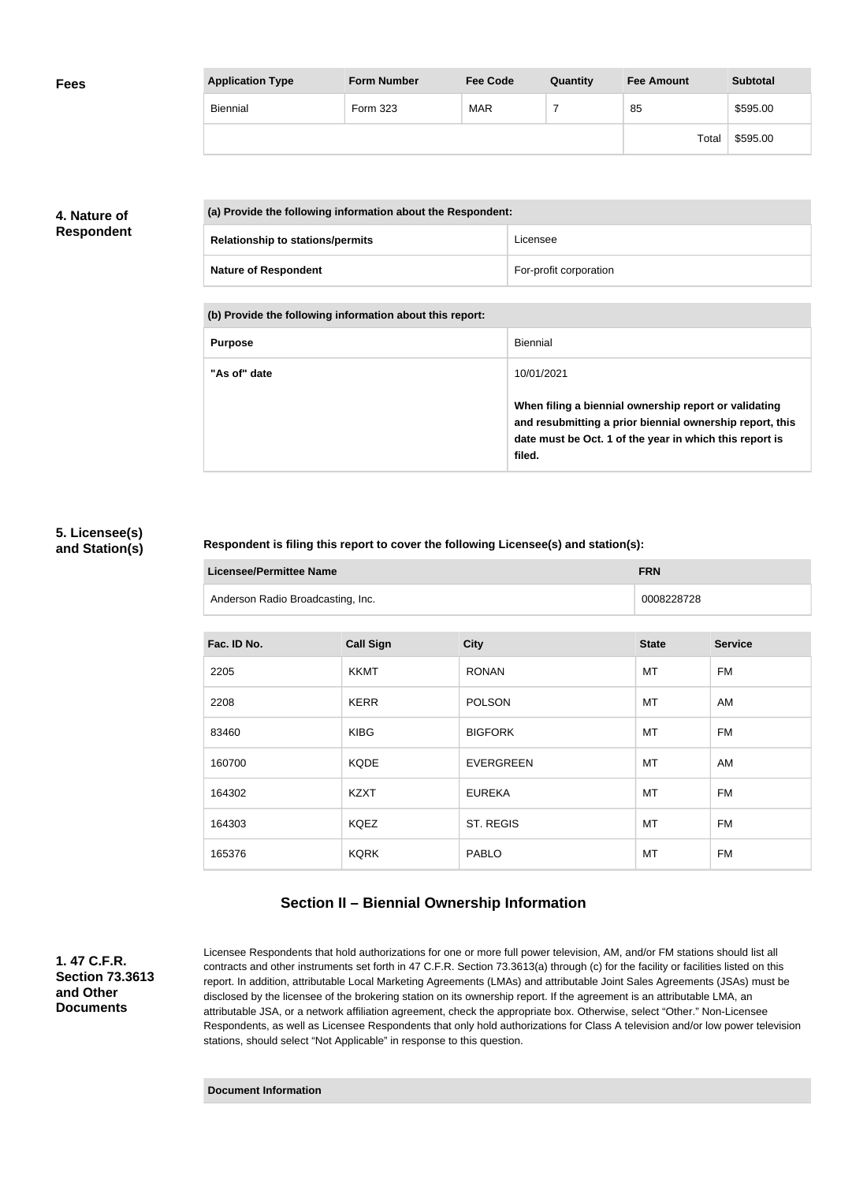**Fees**

| Application Type | Form Number | Fee Code | Quantity | Fee Amount | Subtotal |
|---|---|---|---|---|---|
| Biennial | Form 323 | MAR | 7 | 85 | $595.00 |
| | | | | Total | $595.00 |

**4. Nature of Respondent**

| (a) Provide the following information about the Respondent: | |
|---|---|
| **Relationship to stations/permits** | Licensee |
| **Nature of Respondent** | For-profit corporation |

| (b) Provide the following information about this report: | |
|---|---|
| **Purpose** | Biennial |
| **"As of" date** | 10/01/2021<br><br>**When filing a biennial ownership report or validating and resubmitting a prior biennial ownership report, this date must be Oct. 1 of the year in which this report is filed.** |

**5. Licensee(s) and Station(s)**

**Respondent is filing this report to cover the following Licensee(s) and station(s):**

| Licensee/Permittee Name | FRN |
|---|---|
| Anderson Radio Broadcasting, Inc. | 0008228728 |

| Fac. ID No. | Call Sign | City | State | Service |
|---|---|---|---|---|
| 2205 | KKMT | RONAN | MT | FM |
| 2208 | KERR | POLSON | MT | AM |
| 83460 | KIBG | BIGFORK | MT | FM |
| 160700 | KQDE | EVERGREEN | MT | AM |
| 164302 | KZXT | EUREKA | MT | FM |
| 164303 | KQEZ | ST. REGIS | MT | FM |
| 165376 | KQRK | PABLO | MT | FM |

## Section II – Biennial Ownership Information

**1. 47 C.F.R. Section 73.3613 and Other Documents**

Licensee Respondents that hold authorizations for one or more full power television, AM, and/or FM stations should list all contracts and other instruments set forth in 47 C.F.R. Section 73.3613(a) through (c) for the facility or facilities listed on this report. In addition, attributable Local Marketing Agreements (LMAs) and attributable Joint Sales Agreements (JSAs) must be disclosed by the licensee of the brokering station on its ownership report. If the agreement is an attributable LMA, an attributable JSA, or a network affiliation agreement, check the appropriate box. Otherwise, select "Other." Non-Licensee Respondents, as well as Licensee Respondents that only hold authorizations for Class A television and/or low power television stations, should select "Not Applicable" in response to this question.

**Document Information**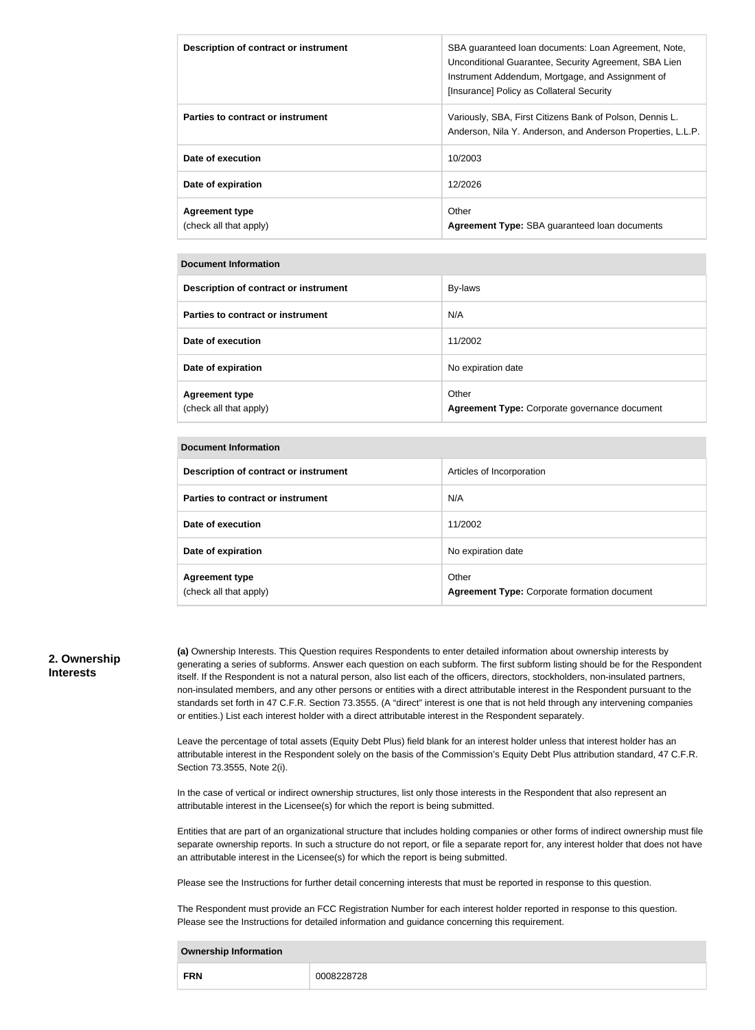| | |
|---|---|
| **Description of contract or instrument** | SBA guaranteed loan documents: Loan Agreement, Note, Unconditional Guarantee, Security Agreement, SBA Lien Instrument Addendum, Mortgage, and Assignment of [Insurance] Policy as Collateral Security |
| **Parties to contract or instrument** | Variously, SBA, First Citizens Bank of Polson, Dennis L. Anderson, Nila Y. Anderson, and Anderson Properties, L.L.P. |
| **Date of execution** | 10/2003 |
| **Date of expiration** | 12/2026 |
| **Agreement type** (check all that apply) | Other **Agreement Type:** SBA guaranteed loan documents |

| **Document Information** | |
|---|---|
| **Description of contract or instrument** | By-laws |
| **Parties to contract or instrument** | N/A |
| **Date of execution** | 11/2002 |
| **Date of expiration** | No expiration date |
| **Agreement type** (check all that apply) | Other **Agreement Type:** Corporate governance document |

| **Document Information** | |
|---|---|
| **Description of contract or instrument** | Articles of Incorporation |
| **Parties to contract or instrument** | N/A |
| **Date of execution** | 11/2002 |
| **Date of expiration** | No expiration date |
| **Agreement type** (check all that apply) | Other **Agreement Type:** Corporate formation document |

## 2. Ownership Interests

**(a)** Ownership Interests. This Question requires Respondents to enter detailed information about ownership interests by generating a series of subforms. Answer each question on each subform. The first subform listing should be for the Respondent itself. If the Respondent is not a natural person, also list each of the officers, directors, stockholders, non-insulated partners, non-insulated members, and any other persons or entities with a direct attributable interest in the Respondent pursuant to the standards set forth in 47 C.F.R. Section 73.3555. (A "direct" interest is one that is not held through any intervening companies or entities.) List each interest holder with a direct attributable interest in the Respondent separately.

Leave the percentage of total assets (Equity Debt Plus) field blank for an interest holder unless that interest holder has an attributable interest in the Respondent solely on the basis of the Commission's Equity Debt Plus attribution standard, 47 C.F.R. Section 73.3555, Note 2(i).

In the case of vertical or indirect ownership structures, list only those interests in the Respondent that also represent an attributable interest in the Licensee(s) for which the report is being submitted.

Entities that are part of an organizational structure that includes holding companies or other forms of indirect ownership must file separate ownership reports. In such a structure do not report, or file a separate report for, any interest holder that does not have an attributable interest in the Licensee(s) for which the report is being submitted.

Please see the Instructions for further detail concerning interests that must be reported in response to this question.

The Respondent must provide an FCC Registration Number for each interest holder reported in response to this question. Please see the Instructions for detailed information and guidance concerning this requirement.

| **Ownership Information** | |
|---|---|
| **FRN** | 0008228728 |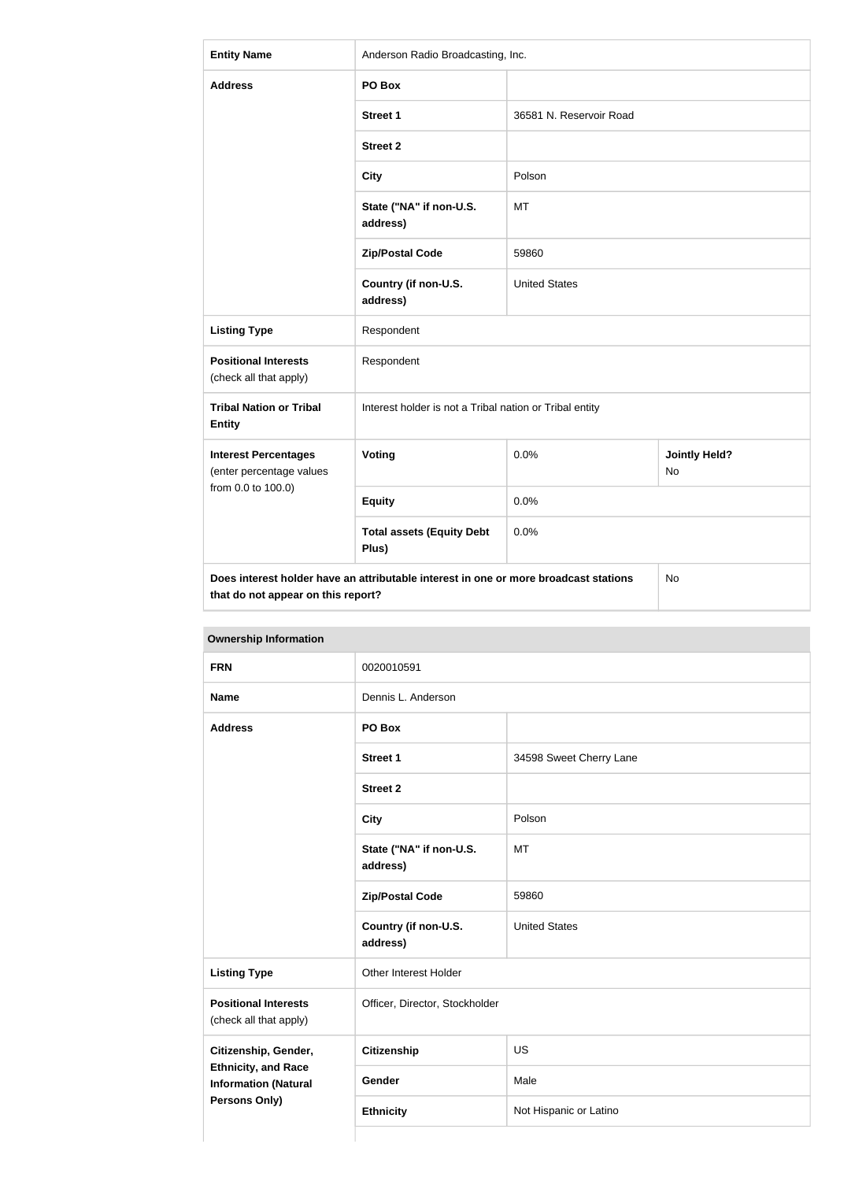| Entity Name | Anderson Radio Broadcasting, Inc. | | |
|---|---|---|---|
| Address | PO Box | | |
| | Street 1 | 36581 N. Reservoir Road | |
| | Street 2 | | |
| | City | Polson | |
| | State ("NA" if non-U.S. address) | MT | |
| | Zip/Postal Code | 59860 | |
| | Country (if non-U.S. address) | United States | |
| Listing Type | Respondent | | |
| Positional Interests (check all that apply) | Respondent | | |
| Tribal Nation or Tribal Entity | Interest holder is not a Tribal nation or Tribal entity | | |
| Interest Percentages (enter percentage values from 0.0 to 100.0) | Voting | 0.0% | Jointly Held? No |
| | Equity | 0.0% | |
| | Total assets (Equity Debt Plus) | 0.0% | |
| Does interest holder have an attributable interest in one or more broadcast stations that do not appear on this report? | | | No |

| Ownership Information | | |
|---|---|---|
| FRN | 0020010591 | |
| Name | Dennis L. Anderson | |
| Address | PO Box | |
| | Street 1 | 34598 Sweet Cherry Lane |
| | Street 2 | |
| | City | Polson |
| | State ("NA" if non-U.S. address) | MT |
| | Zip/Postal Code | 59860 |
| | Country (if non-U.S. address) | United States |
| Listing Type | Other Interest Holder | |
| Positional Interests (check all that apply) | Officer, Director, Stockholder | |
| Citizenship, Gender, Ethnicity, and Race Information (Natural Persons Only) | Citizenship | US |
| | Gender | Male |
| | Ethnicity | Not Hispanic or Latino |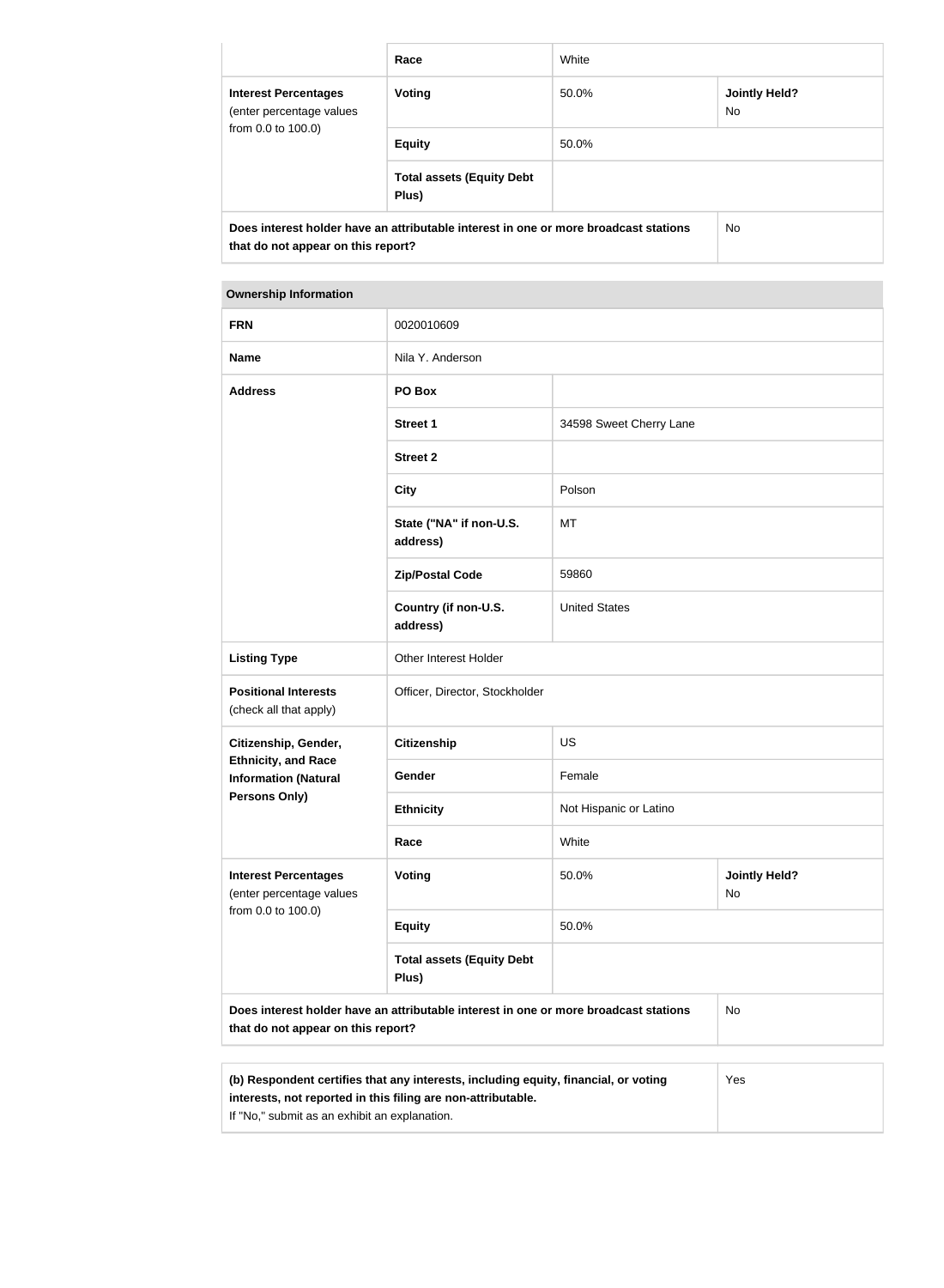| | | | |
|---|---|---|---|
| | **Race** | White | |
| **Interest Percentages** (enter percentage values from 0.0 to 100.0) | **Voting** | 50.0% | **Jointly Held?** No |
| | **Equity** | 50.0% | |
| | **Total assets (Equity Debt Plus)** | | |
| **Does interest holder have an attributable interest in one or more broadcast stations that do not appear on this report?** | | | No |

| **Ownership Information** | | | |
|---|---|---|---|
| **FRN** | 0020010609 | | |
| **Name** | Nila Y. Anderson | | |
| **Address** | **PO Box** | | |
| | **Street 1** | 34598 Sweet Cherry Lane | |
| | **Street 2** | | |
| | **City** | Polson | |
| | **State ("NA" if non-U.S. address)** | MT | |
| | **Zip/Postal Code** | 59860 | |
| | **Country (if non-U.S. address)** | United States | |
| **Listing Type** | Other Interest Holder | | |
| **Positional Interests** (check all that apply) | Officer, Director, Stockholder | | |
| **Citizenship, Gender, Ethnicity, and Race Information (Natural Persons Only)** | **Citizenship** | US | |
| | **Gender** | Female | |
| | **Ethnicity** | Not Hispanic or Latino | |
| | **Race** | White | |
| **Interest Percentages** (enter percentage values from 0.0 to 100.0) | **Voting** | 50.0% | **Jointly Held?** No |
| | **Equity** | 50.0% | |
| | **Total assets (Equity Debt Plus)** | | |
| **Does interest holder have an attributable interest in one or more broadcast stations that do not appear on this report?** | | | No |

| | |
|---|---|
| **(b) Respondent certifies that any interests, including equity, financial, or voting interests, not reported in this filing are non-attributable.** If "No," submit as an exhibit an explanation. | Yes |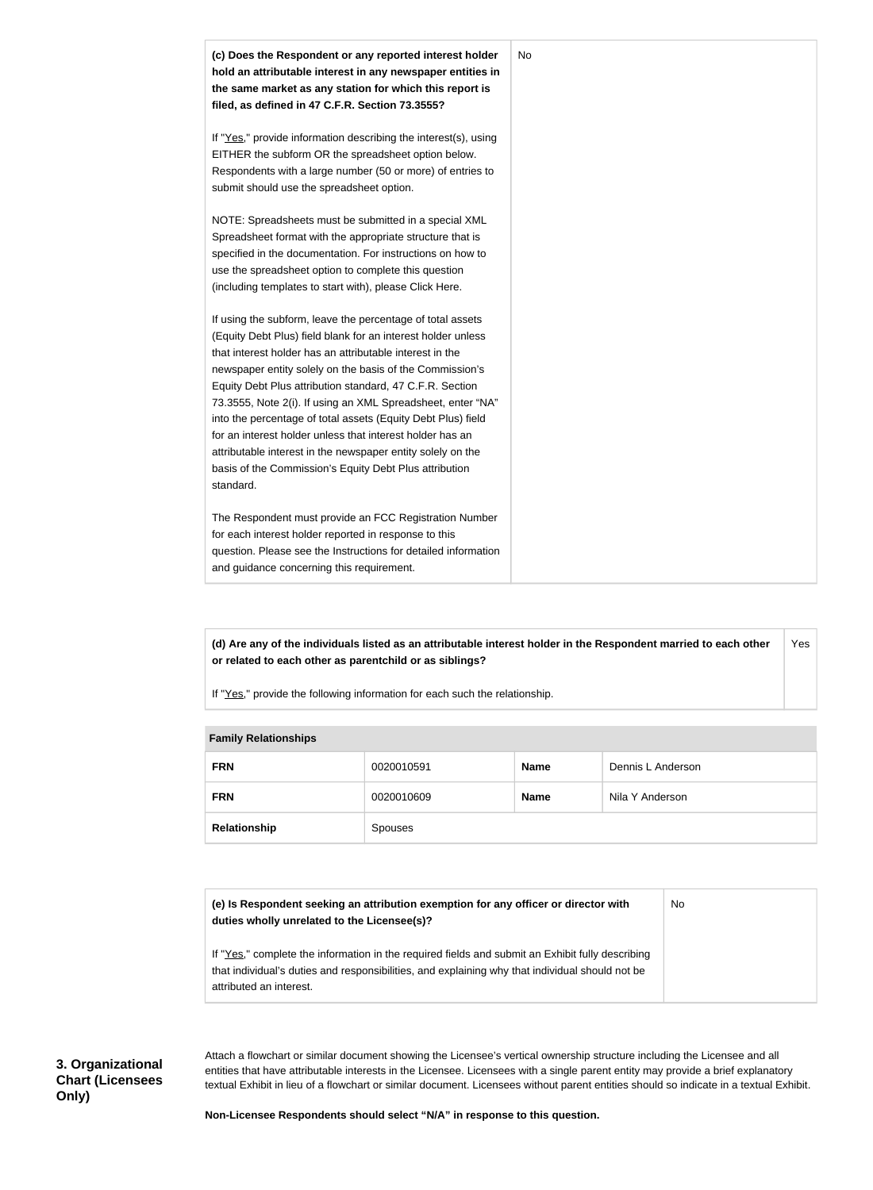| **(c) Does the Respondent or any reported interest holder hold an attributable interest in any newspaper entities in the same market as any station for which this report is filed, as defined in 47 C.F.R. Section 73.3555?**<br><br>If "Yes," provide information describing the interest(s), using EITHER the subform OR the spreadsheet option below. Respondents with a large number (50 or more) of entries to submit should use the spreadsheet option.<br><br>NOTE: Spreadsheets must be submitted in a special XML Spreadsheet format with the appropriate structure that is specified in the documentation. For instructions on how to use the spreadsheet option to complete this question (including templates to start with), please Click Here.<br><br>If using the subform, leave the percentage of total assets (Equity Debt Plus) field blank for an interest holder unless that interest holder has an attributable interest in the newspaper entity solely on the basis of the Commission's Equity Debt Plus attribution standard, 47 C.F.R. Section 73.3555, Note 2(i). If using an XML Spreadsheet, enter "NA" into the percentage of total assets (Equity Debt Plus) field for an interest holder unless that interest holder has an attributable interest in the newspaper entity solely on the basis of the Commission's Equity Debt Plus attribution standard.<br><br>The Respondent must provide an FCC Registration Number for each interest holder reported in response to this question. Please see the Instructions for detailed information and guidance concerning this requirement. | No |
|---|---|

| **(d) Are any of the individuals listed as an attributable interest holder in the Respondent married to each other or related to each other as parentchild or as siblings?**<br><br>If "Yes," provide the following information for each such the relationship. | Yes |
|---|---|

| **Family Relationships** | | | |
|---|---|---|---|
| **FRN** | 0020010591 | **Name** | Dennis L Anderson |
| **FRN** | 0020010609 | **Name** | Nila Y Anderson |
| **Relationship** | Spouses | | |

| **(e) Is Respondent seeking an attribution exemption for any officer or director with duties wholly unrelated to the Licensee(s)?**<br><br>If "Yes," complete the information in the required fields and submit an Exhibit fully describing that individual's duties and responsibilities, and explaining why that individual should not be attributed an interest. | No |
|---|---|

### 3. Organizational Chart (Licensees Only)

Attach a flowchart or similar document showing the Licensee's vertical ownership structure including the Licensee and all entities that have attributable interests in the Licensee. Licensees with a single parent entity may provide a brief explanatory textual Exhibit in lieu of a flowchart or similar document. Licensees without parent entities should so indicate in a textual Exhibit.

**Non-Licensee Respondents should select "N/A" in response to this question.**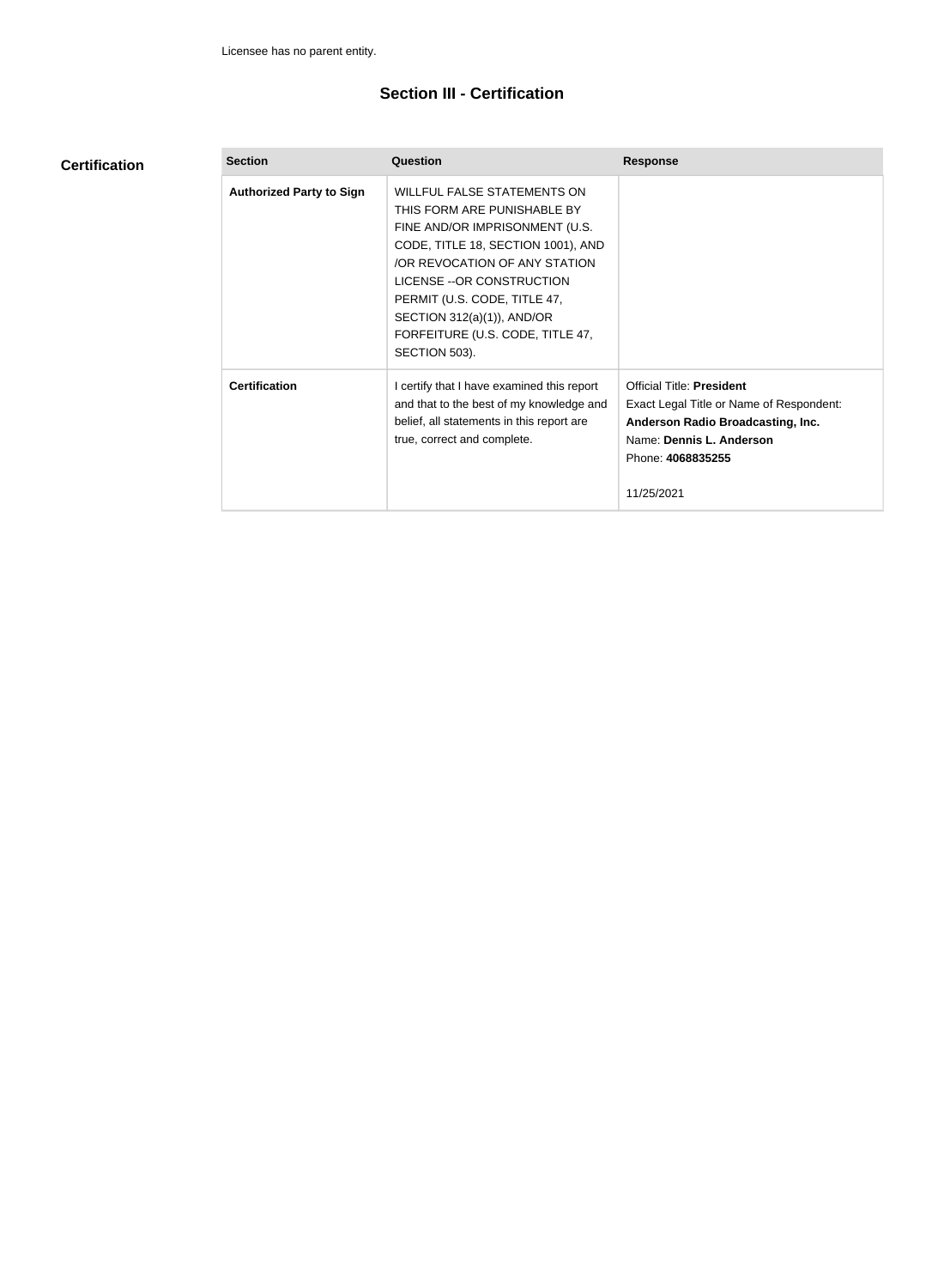Licensee has no parent entity.

## Section III - Certification

**Certification**

| Section | Question | Response |
|---|---|---|
| **Authorized Party to Sign** | WILLFUL FALSE STATEMENTS ON THIS FORM ARE PUNISHABLE BY FINE AND/OR IMPRISONMENT (U.S. CODE, TITLE 18, SECTION 1001), AND /OR REVOCATION OF ANY STATION LICENSE --OR CONSTRUCTION PERMIT (U.S. CODE, TITLE 47, SECTION 312(a)(1)), AND/OR FORFEITURE (U.S. CODE, TITLE 47, SECTION 503). | |
| **Certification** | I certify that I have examined this report and that to the best of my knowledge and belief, all statements in this report are true, correct and complete. | Official Title: **President**<br>Exact Legal Title or Name of Respondent: **Anderson Radio Broadcasting, Inc.**<br>Name: **Dennis L. Anderson**<br>Phone: **4068835255**<br><br>11/25/2021 |